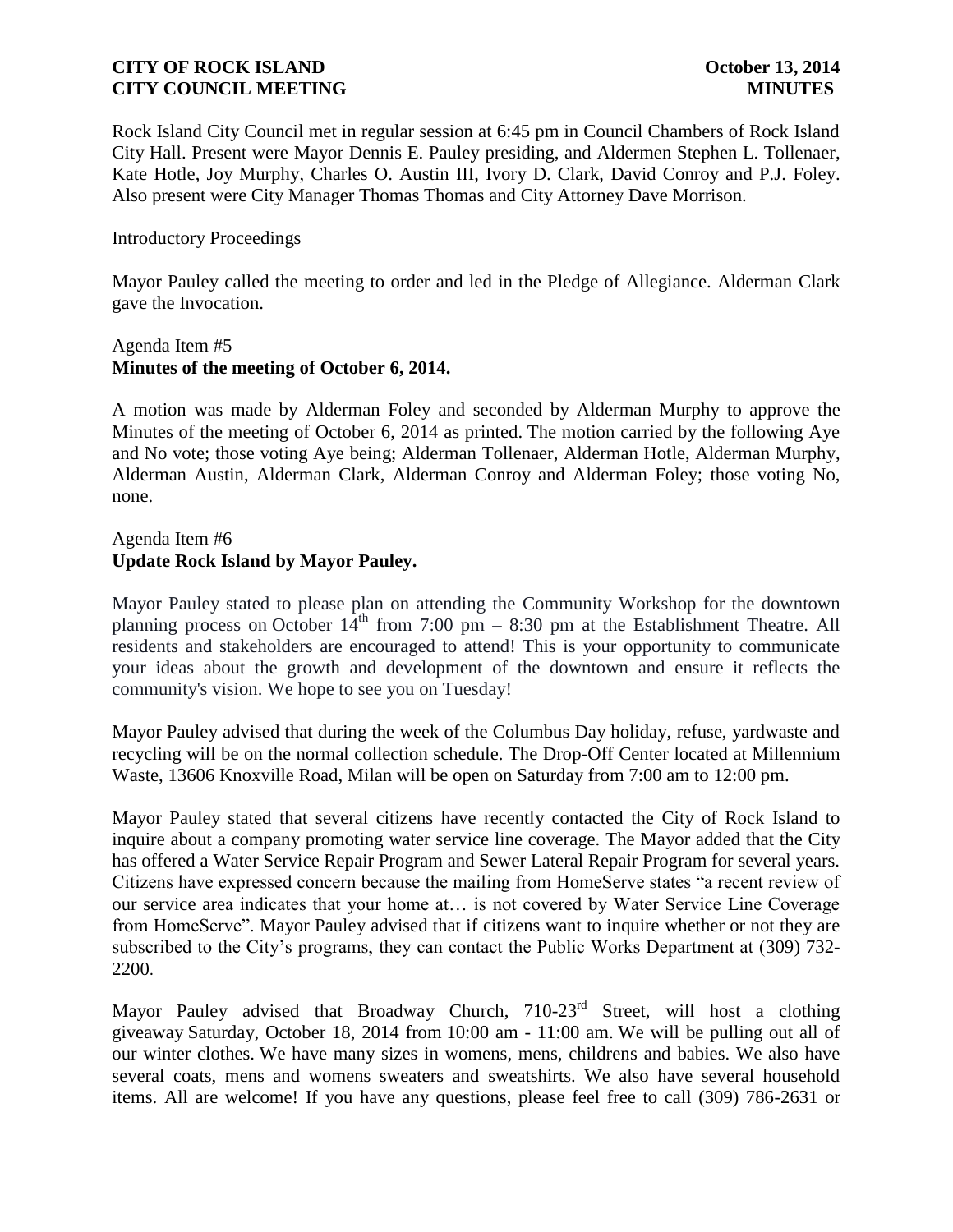**CITY OF ROCK ISLAND** **October 13, 2014**
**CITY COUNCIL MEETING** **MINUTES**

Rock Island City Council met in regular session at 6:45 pm in Council Chambers of Rock Island City Hall. Present were Mayor Dennis E. Pauley presiding, and Aldermen Stephen L. Tollenaer, Kate Hotle, Joy Murphy, Charles O. Austin III, Ivory D. Clark, David Conroy and P.J. Foley. Also present were City Manager Thomas Thomas and City Attorney Dave Morrison.

Introductory Proceedings

Mayor Pauley called the meeting to order and led in the Pledge of Allegiance. Alderman Clark gave the Invocation.

Agenda Item #5
**Minutes of the meeting of October 6, 2014.**

A motion was made by Alderman Foley and seconded by Alderman Murphy to approve the Minutes of the meeting of October 6, 2014 as printed. The motion carried by the following Aye and No vote; those voting Aye being; Alderman Tollenaer, Alderman Hotle, Alderman Murphy, Alderman Austin, Alderman Clark, Alderman Conroy and Alderman Foley; those voting No, none.

Agenda Item #6
**Update Rock Island by Mayor Pauley.**

Mayor Pauley stated to please plan on attending the Community Workshop for the downtown planning process on October 14th from 7:00 pm – 8:30 pm at the Establishment Theatre. All residents and stakeholders are encouraged to attend! This is your opportunity to communicate your ideas about the growth and development of the downtown and ensure it reflects the community's vision. We hope to see you on Tuesday!

Mayor Pauley advised that during the week of the Columbus Day holiday, refuse, yardwaste and recycling will be on the normal collection schedule. The Drop-Off Center located at Millennium Waste, 13606 Knoxville Road, Milan will be open on Saturday from 7:00 am to 12:00 pm.

Mayor Pauley stated that several citizens have recently contacted the City of Rock Island to inquire about a company promoting water service line coverage. The Mayor added that the City has offered a Water Service Repair Program and Sewer Lateral Repair Program for several years. Citizens have expressed concern because the mailing from HomeServe states "a recent review of our service area indicates that your home at… is not covered by Water Service Line Coverage from HomeServe". Mayor Pauley advised that if citizens want to inquire whether or not they are subscribed to the City's programs, they can contact the Public Works Department at (309) 732-2200.

Mayor Pauley advised that Broadway Church, 710-23rd Street, will host a clothing giveaway Saturday, October 18, 2014 from 10:00 am - 11:00 am. We will be pulling out all of our winter clothes. We have many sizes in womens, mens, childrens and babies. We also have several coats, mens and womens sweaters and sweatshirts. We also have several household items. All are welcome! If you have any questions, please feel free to call (309) 786-2631 or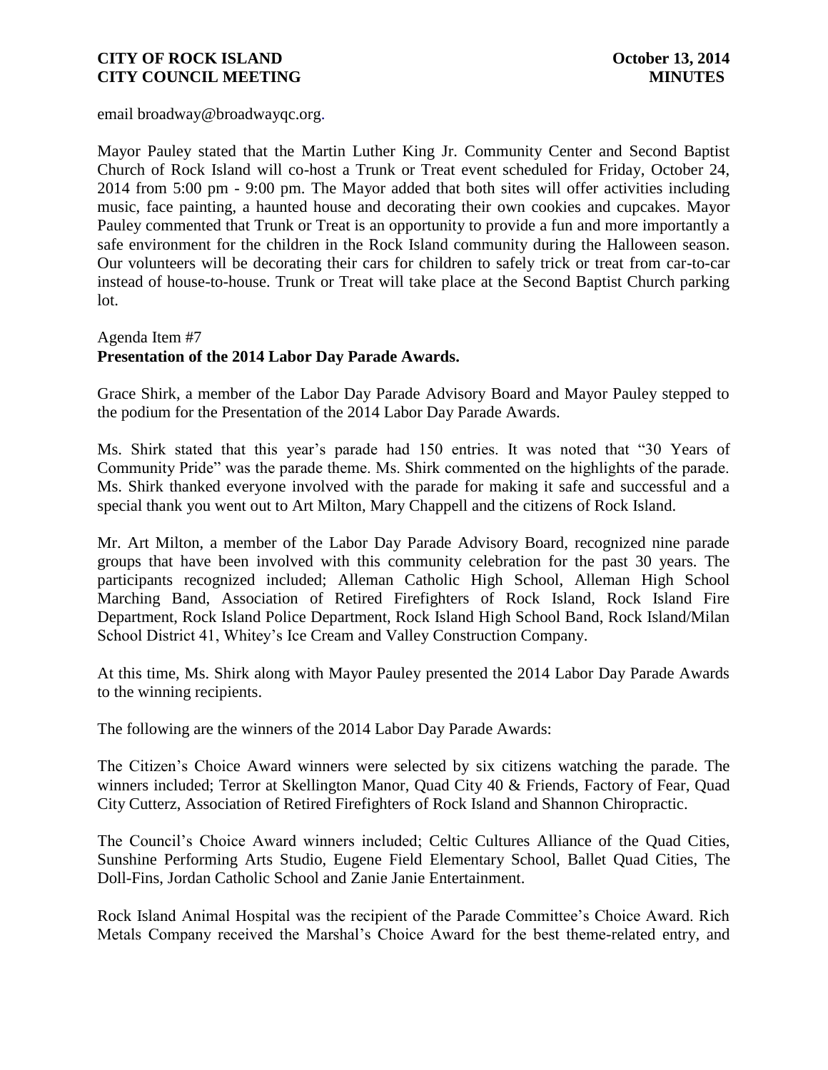email broadway@broadwayqc.org.

Mayor Pauley stated that the Martin Luther King Jr. Community Center and Second Baptist Church of Rock Island will co-host a Trunk or Treat event scheduled for Friday, October 24, 2014 from 5:00 pm - 9:00 pm. The Mayor added that both sites will offer activities including music, face painting, a haunted house and decorating their own cookies and cupcakes. Mayor Pauley commented that Trunk or Treat is an opportunity to provide a fun and more importantly a safe environment for the children in the Rock Island community during the Halloween season. Our volunteers will be decorating their cars for children to safely trick or treat from car-to-car instead of house-to-house. Trunk or Treat will take place at the Second Baptist Church parking lot.

Agenda Item #7
**Presentation of the 2014 Labor Day Parade Awards.**

Grace Shirk, a member of the Labor Day Parade Advisory Board and Mayor Pauley stepped to the podium for the Presentation of the 2014 Labor Day Parade Awards.

Ms. Shirk stated that this year's parade had 150 entries. It was noted that "30 Years of Community Pride" was the parade theme. Ms. Shirk commented on the highlights of the parade. Ms. Shirk thanked everyone involved with the parade for making it safe and successful and a special thank you went out to Art Milton, Mary Chappell and the citizens of Rock Island.

Mr. Art Milton, a member of the Labor Day Parade Advisory Board, recognized nine parade groups that have been involved with this community celebration for the past 30 years. The participants recognized included; Alleman Catholic High School, Alleman High School Marching Band, Association of Retired Firefighters of Rock Island, Rock Island Fire Department, Rock Island Police Department, Rock Island High School Band, Rock Island/Milan School District 41, Whitey's Ice Cream and Valley Construction Company.

At this time, Ms. Shirk along with Mayor Pauley presented the 2014 Labor Day Parade Awards to the winning recipients.

The following are the winners of the 2014 Labor Day Parade Awards:

The Citizen's Choice Award winners were selected by six citizens watching the parade. The winners included; Terror at Skellington Manor, Quad City 40 & Friends, Factory of Fear, Quad City Cutterz, Association of Retired Firefighters of Rock Island and Shannon Chiropractic.

The Council's Choice Award winners included; Celtic Cultures Alliance of the Quad Cities, Sunshine Performing Arts Studio, Eugene Field Elementary School, Ballet Quad Cities, The Doll-Fins, Jordan Catholic School and Zanie Janie Entertainment.

Rock Island Animal Hospital was the recipient of the Parade Committee's Choice Award. Rich Metals Company received the Marshal's Choice Award for the best theme-related entry, and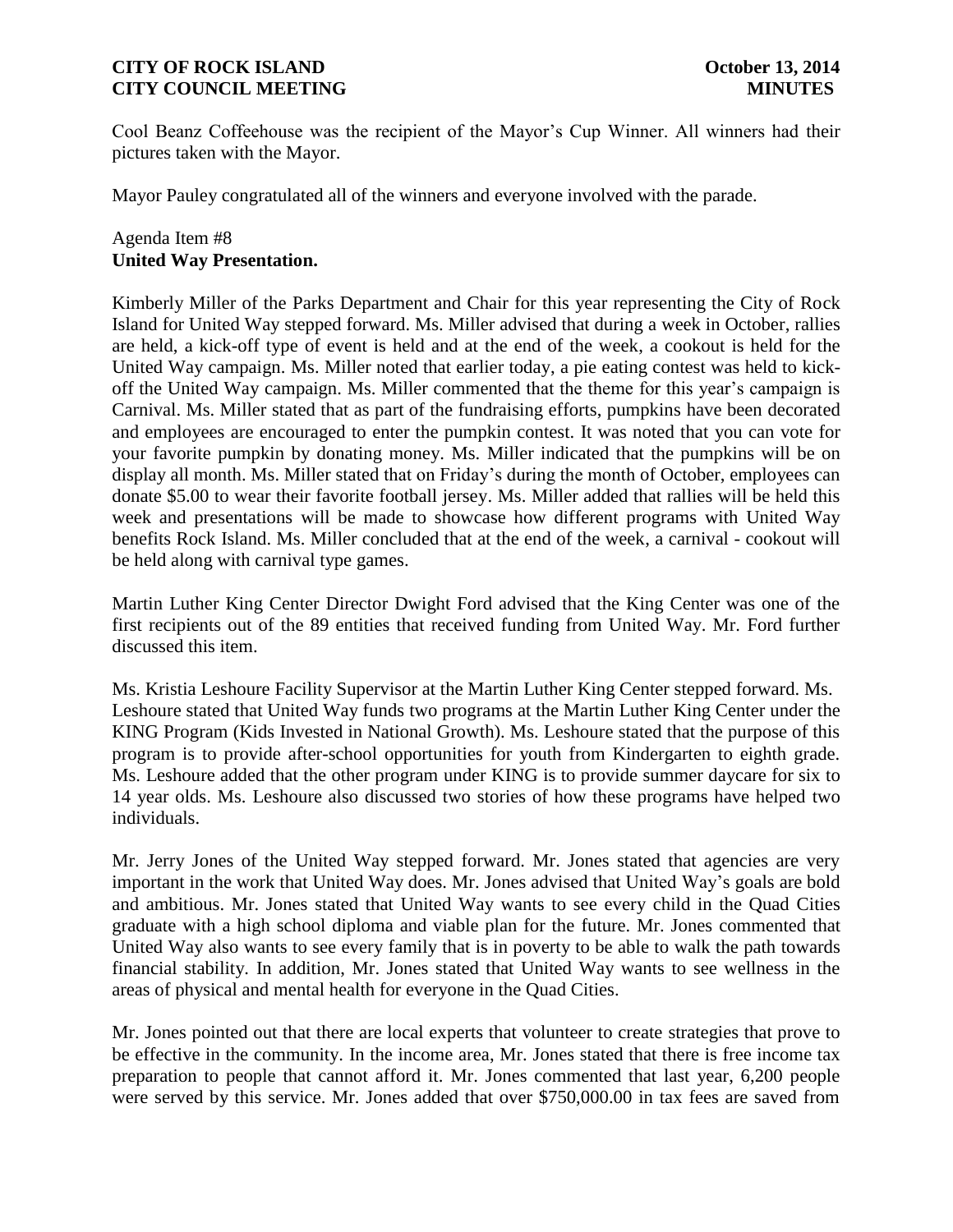Cool Beanz Coffeehouse was the recipient of the Mayor's Cup Winner. All winners had their pictures taken with the Mayor.

Mayor Pauley congratulated all of the winners and everyone involved with the parade.

Agenda Item #8
**United Way Presentation.**

Kimberly Miller of the Parks Department and Chair for this year representing the City of Rock Island for United Way stepped forward. Ms. Miller advised that during a week in October, rallies are held, a kick-off type of event is held and at the end of the week, a cookout is held for the United Way campaign. Ms. Miller noted that earlier today, a pie eating contest was held to kick-off the United Way campaign. Ms. Miller commented that the theme for this year's campaign is Carnival. Ms. Miller stated that as part of the fundraising efforts, pumpkins have been decorated and employees are encouraged to enter the pumpkin contest. It was noted that you can vote for your favorite pumpkin by donating money. Ms. Miller indicated that the pumpkins will be on display all month. Ms. Miller stated that on Friday's during the month of October, employees can donate $5.00 to wear their favorite football jersey. Ms. Miller added that rallies will be held this week and presentations will be made to showcase how different programs with United Way benefits Rock Island. Ms. Miller concluded that at the end of the week, a carnival - cookout will be held along with carnival type games.

Martin Luther King Center Director Dwight Ford advised that the King Center was one of the first recipients out of the 89 entities that received funding from United Way. Mr. Ford further discussed this item.

Ms. Kristia Leshoure Facility Supervisor at the Martin Luther King Center stepped forward. Ms. Leshoure stated that United Way funds two programs at the Martin Luther King Center under the KING Program (Kids Invested in National Growth). Ms. Leshoure stated that the purpose of this program is to provide after-school opportunities for youth from Kindergarten to eighth grade. Ms. Leshoure added that the other program under KING is to provide summer daycare for six to 14 year olds. Ms. Leshoure also discussed two stories of how these programs have helped two individuals.

Mr. Jerry Jones of the United Way stepped forward. Mr. Jones stated that agencies are very important in the work that United Way does. Mr. Jones advised that United Way's goals are bold and ambitious. Mr. Jones stated that United Way wants to see every child in the Quad Cities graduate with a high school diploma and viable plan for the future. Mr. Jones commented that United Way also wants to see every family that is in poverty to be able to walk the path towards financial stability. In addition, Mr. Jones stated that United Way wants to see wellness in the areas of physical and mental health for everyone in the Quad Cities.

Mr. Jones pointed out that there are local experts that volunteer to create strategies that prove to be effective in the community. In the income area, Mr. Jones stated that there is free income tax preparation to people that cannot afford it. Mr. Jones commented that last year, 6,200 people were served by this service. Mr. Jones added that over $750,000.00 in tax fees are saved from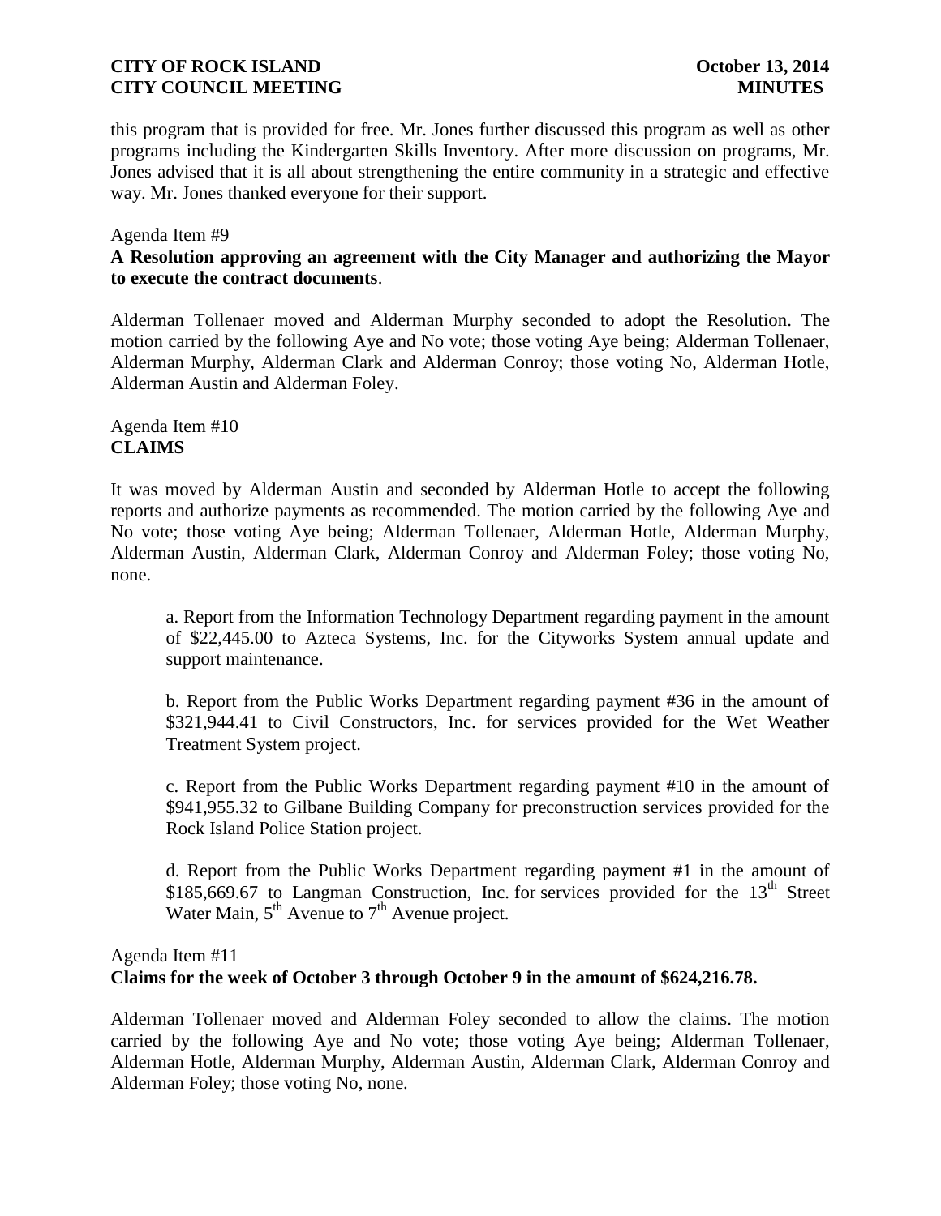this program that is provided for free. Mr. Jones further discussed this program as well as other programs including the Kindergarten Skills Inventory. After more discussion on programs, Mr. Jones advised that it is all about strengthening the entire community in a strategic and effective way. Mr. Jones thanked everyone for their support.

Agenda Item #9
**A Resolution approving an agreement with the City Manager and authorizing the Mayor to execute the contract documents**.

Alderman Tollenaer moved and Alderman Murphy seconded to adopt the Resolution. The motion carried by the following Aye and No vote; those voting Aye being; Alderman Tollenaer, Alderman Murphy, Alderman Clark and Alderman Conroy; those voting No, Alderman Hotle, Alderman Austin and Alderman Foley.

Agenda Item #10
**CLAIMS**

It was moved by Alderman Austin and seconded by Alderman Hotle to accept the following reports and authorize payments as recommended. The motion carried by the following Aye and No vote; those voting Aye being; Alderman Tollenaer, Alderman Hotle, Alderman Murphy, Alderman Austin, Alderman Clark, Alderman Conroy and Alderman Foley; those voting No, none.

a. Report from the Information Technology Department regarding payment in the amount of $22,445.00 to Azteca Systems, Inc. for the Cityworks System annual update and support maintenance.

b. Report from the Public Works Department regarding payment #36 in the amount of $321,944.41 to Civil Constructors, Inc. for services provided for the Wet Weather Treatment System project.

c. Report from the Public Works Department regarding payment #10 in the amount of $941,955.32 to Gilbane Building Company for preconstruction services provided for the Rock Island Police Station project.

d. Report from the Public Works Department regarding payment #1 in the amount of $185,669.67 to Langman Construction, Inc. for services provided for the 13th Street Water Main, 5th Avenue to 7th Avenue project.

Agenda Item #11
**Claims for the week of October 3 through October 9 in the amount of $624,216.78.**

Alderman Tollenaer moved and Alderman Foley seconded to allow the claims. The motion carried by the following Aye and No vote; those voting Aye being; Alderman Tollenaer, Alderman Hotle, Alderman Murphy, Alderman Austin, Alderman Clark, Alderman Conroy and Alderman Foley; those voting No, none.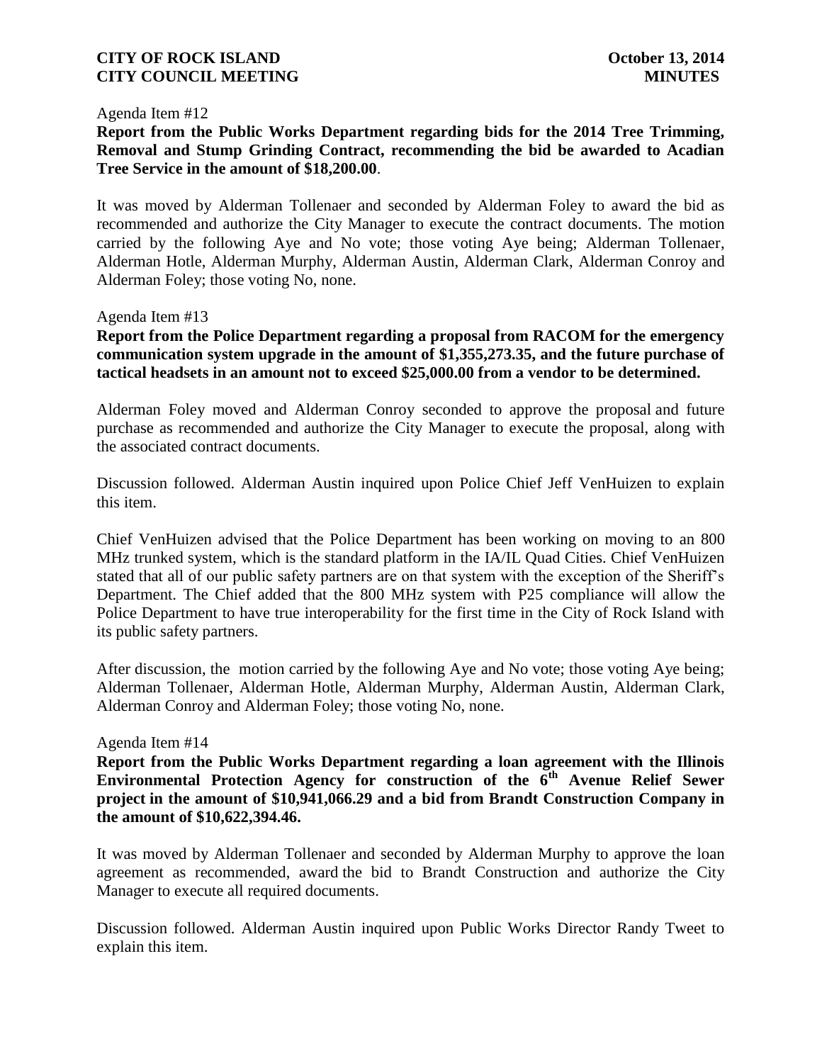Agenda Item #12

**Report from the Public Works Department regarding bids for the 2014 Tree Trimming, Removal and Stump Grinding Contract, recommending the bid be awarded to Acadian Tree Service in the amount of $18,200.00**.

It was moved by Alderman Tollenaer and seconded by Alderman Foley to award the bid as recommended and authorize the City Manager to execute the contract documents. The motion carried by the following Aye and No vote; those voting Aye being; Alderman Tollenaer, Alderman Hotle, Alderman Murphy, Alderman Austin, Alderman Clark, Alderman Conroy and Alderman Foley; those voting No, none.

Agenda Item #13

**Report from the Police Department regarding a proposal from RACOM for the emergency communication system upgrade in the amount of $1,355,273.35, and the future purchase of tactical headsets in an amount not to exceed $25,000.00 from a vendor to be determined.**

Alderman Foley moved and Alderman Conroy seconded to approve the proposal and future purchase as recommended and authorize the City Manager to execute the proposal, along with the associated contract documents.

Discussion followed. Alderman Austin inquired upon Police Chief Jeff VenHuizen to explain this item.

Chief VenHuizen advised that the Police Department has been working on moving to an 800 MHz trunked system, which is the standard platform in the IA/IL Quad Cities. Chief VenHuizen stated that all of our public safety partners are on that system with the exception of the Sheriff's Department. The Chief added that the 800 MHz system with P25 compliance will allow the Police Department to have true interoperability for the first time in the City of Rock Island with its public safety partners.

After discussion, the motion carried by the following Aye and No vote; those voting Aye being; Alderman Tollenaer, Alderman Hotle, Alderman Murphy, Alderman Austin, Alderman Clark, Alderman Conroy and Alderman Foley; those voting No, none.

Agenda Item #14

**Report from the Public Works Department regarding a loan agreement with the Illinois Environmental Protection Agency for construction of the 6th Avenue Relief Sewer project in the amount of $10,941,066.29 and a bid from Brandt Construction Company in the amount of $10,622,394.46.**

It was moved by Alderman Tollenaer and seconded by Alderman Murphy to approve the loan agreement as recommended, award the bid to Brandt Construction and authorize the City Manager to execute all required documents.

Discussion followed. Alderman Austin inquired upon Public Works Director Randy Tweet to explain this item.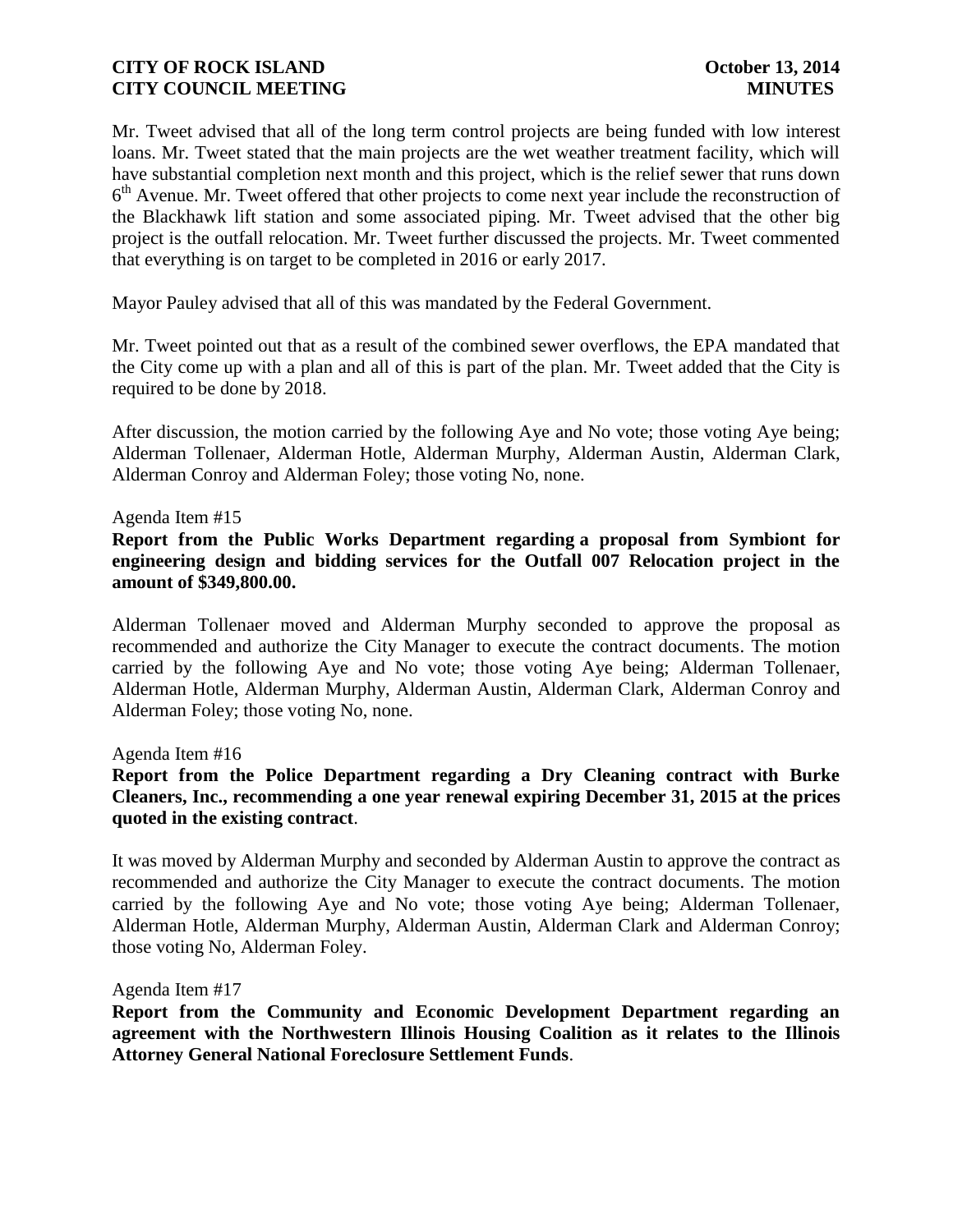Mr. Tweet advised that all of the long term control projects are being funded with low interest loans. Mr. Tweet stated that the main projects are the wet weather treatment facility, which will have substantial completion next month and this project, which is the relief sewer that runs down 6th Avenue. Mr. Tweet offered that other projects to come next year include the reconstruction of the Blackhawk lift station and some associated piping. Mr. Tweet advised that the other big project is the outfall relocation. Mr. Tweet further discussed the projects. Mr. Tweet commented that everything is on target to be completed in 2016 or early 2017.

Mayor Pauley advised that all of this was mandated by the Federal Government.

Mr. Tweet pointed out that as a result of the combined sewer overflows, the EPA mandated that the City come up with a plan and all of this is part of the plan. Mr. Tweet added that the City is required to be done by 2018.

After discussion, the motion carried by the following Aye and No vote; those voting Aye being; Alderman Tollenaer, Alderman Hotle, Alderman Murphy, Alderman Austin, Alderman Clark, Alderman Conroy and Alderman Foley; those voting No, none.

Agenda Item #15

**Report from the Public Works Department regarding a proposal from Symbiont for engineering design and bidding services for the Outfall 007 Relocation project in the amount of $349,800.00.**

Alderman Tollenaer moved and Alderman Murphy seconded to approve the proposal as recommended and authorize the City Manager to execute the contract documents. The motion carried by the following Aye and No vote; those voting Aye being; Alderman Tollenaer, Alderman Hotle, Alderman Murphy, Alderman Austin, Alderman Clark, Alderman Conroy and Alderman Foley; those voting No, none.

Agenda Item #16

**Report from the Police Department regarding a Dry Cleaning contract with Burke Cleaners, Inc., recommending a one year renewal expiring December 31, 2015 at the prices quoted in the existing contract**.

It was moved by Alderman Murphy and seconded by Alderman Austin to approve the contract as recommended and authorize the City Manager to execute the contract documents. The motion carried by the following Aye and No vote; those voting Aye being; Alderman Tollenaer, Alderman Hotle, Alderman Murphy, Alderman Austin, Alderman Clark and Alderman Conroy; those voting No, Alderman Foley.

Agenda Item #17

**Report from the Community and Economic Development Department regarding an agreement with the Northwestern Illinois Housing Coalition as it relates to the Illinois Attorney General National Foreclosure Settlement Funds**.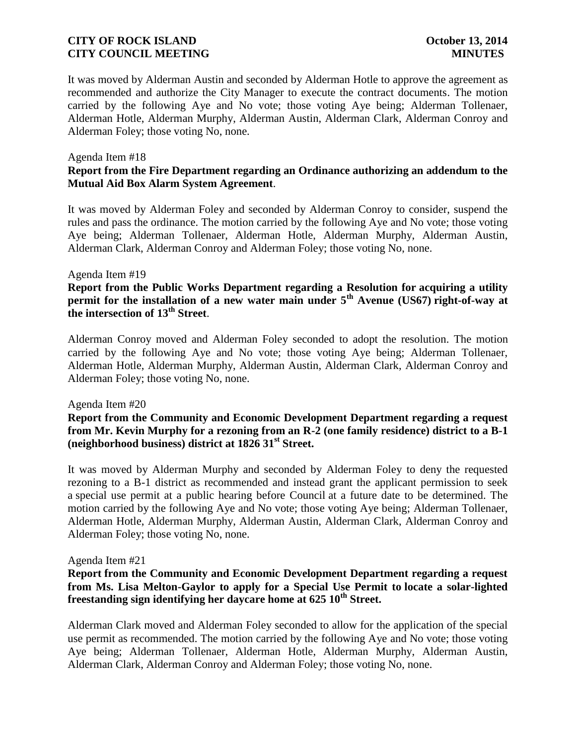It was moved by Alderman Austin and seconded by Alderman Hotle to approve the agreement as recommended and authorize the City Manager to execute the contract documents. The motion carried by the following Aye and No vote; those voting Aye being; Alderman Tollenaer, Alderman Hotle, Alderman Murphy, Alderman Austin, Alderman Clark, Alderman Conroy and Alderman Foley; those voting No, none.

Agenda Item #18

**Report from the Fire Department regarding an Ordinance authorizing an addendum to the Mutual Aid Box Alarm System Agreement**.

It was moved by Alderman Foley and seconded by Alderman Conroy to consider, suspend the rules and pass the ordinance. The motion carried by the following Aye and No vote; those voting Aye being; Alderman Tollenaer, Alderman Hotle, Alderman Murphy, Alderman Austin, Alderman Clark, Alderman Conroy and Alderman Foley; those voting No, none.

Agenda Item #19

**Report from the Public Works Department regarding a Resolution for acquiring a utility permit for the installation of a new water main under 5th Avenue (US67) right-of-way at the intersection of 13th Street**.

Alderman Conroy moved and Alderman Foley seconded to adopt the resolution. The motion carried by the following Aye and No vote; those voting Aye being; Alderman Tollenaer, Alderman Hotle, Alderman Murphy, Alderman Austin, Alderman Clark, Alderman Conroy and Alderman Foley; those voting No, none.

Agenda Item #20

**Report from the Community and Economic Development Department regarding a request from Mr. Kevin Murphy for a rezoning from an R-2 (one family residence) district to a B-1 (neighborhood business) district at 1826 31st Street.**

It was moved by Alderman Murphy and seconded by Alderman Foley to deny the requested rezoning to a B-1 district as recommended and instead grant the applicant permission to seek a special use permit at a public hearing before Council at a future date to be determined. The motion carried by the following Aye and No vote; those voting Aye being; Alderman Tollenaer, Alderman Hotle, Alderman Murphy, Alderman Austin, Alderman Clark, Alderman Conroy and Alderman Foley; those voting No, none.

Agenda Item #21

**Report from the Community and Economic Development Department regarding a request from Ms. Lisa Melton-Gaylor to apply for a Special Use Permit to locate a solar-lighted freestanding sign identifying her daycare home at 625 10th Street.**

Alderman Clark moved and Alderman Foley seconded to allow for the application of the special use permit as recommended. The motion carried by the following Aye and No vote; those voting Aye being; Alderman Tollenaer, Alderman Hotle, Alderman Murphy, Alderman Austin, Alderman Clark, Alderman Conroy and Alderman Foley; those voting No, none.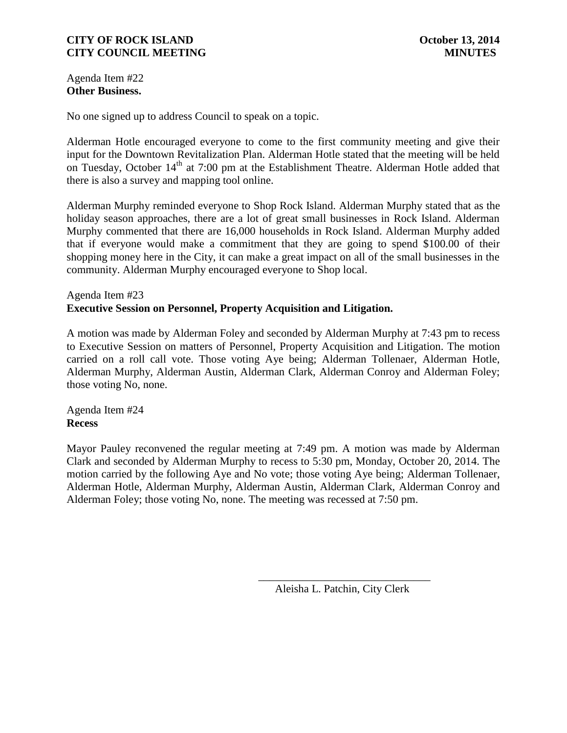Agenda Item #22
**Other Business.**

No one signed up to address Council to speak on a topic.

Alderman Hotle encouraged everyone to come to the first community meeting and give their input for the Downtown Revitalization Plan. Alderman Hotle stated that the meeting will be held on Tuesday, October 14th at 7:00 pm at the Establishment Theatre. Alderman Hotle added that there is also a survey and mapping tool online.

Alderman Murphy reminded everyone to Shop Rock Island. Alderman Murphy stated that as the holiday season approaches, there are a lot of great small businesses in Rock Island. Alderman Murphy commented that there are 16,000 households in Rock Island. Alderman Murphy added that if everyone would make a commitment that they are going to spend $100.00 of their shopping money here in the City, it can make a great impact on all of the small businesses in the community. Alderman Murphy encouraged everyone to Shop local.

Agenda Item #23
**Executive Session on Personnel, Property Acquisition and Litigation.**

A motion was made by Alderman Foley and seconded by Alderman Murphy at 7:43 pm to recess to Executive Session on matters of Personnel, Property Acquisition and Litigation. The motion carried on a roll call vote. Those voting Aye being; Alderman Tollenaer, Alderman Hotle, Alderman Murphy, Alderman Austin, Alderman Clark, Alderman Conroy and Alderman Foley; those voting No, none.

Agenda Item #24
**Recess**

Mayor Pauley reconvened the regular meeting at 7:49 pm. A motion was made by Alderman Clark and seconded by Alderman Murphy to recess to 5:30 pm, Monday, October 20, 2014. The motion carried by the following Aye and No vote; those voting Aye being; Alderman Tollenaer, Alderman Hotle, Alderman Murphy, Alderman Austin, Alderman Clark, Alderman Conroy and Alderman Foley; those voting No, none. The meeting was recessed at 7:50 pm.

\_\_\_\_\_\_\_\_\_\_\_\_\_\_\_\_\_\_\_\_\_\_\_\_\_\_\_\_\_\_\_\_

Aleisha L. Patchin, City Clerk